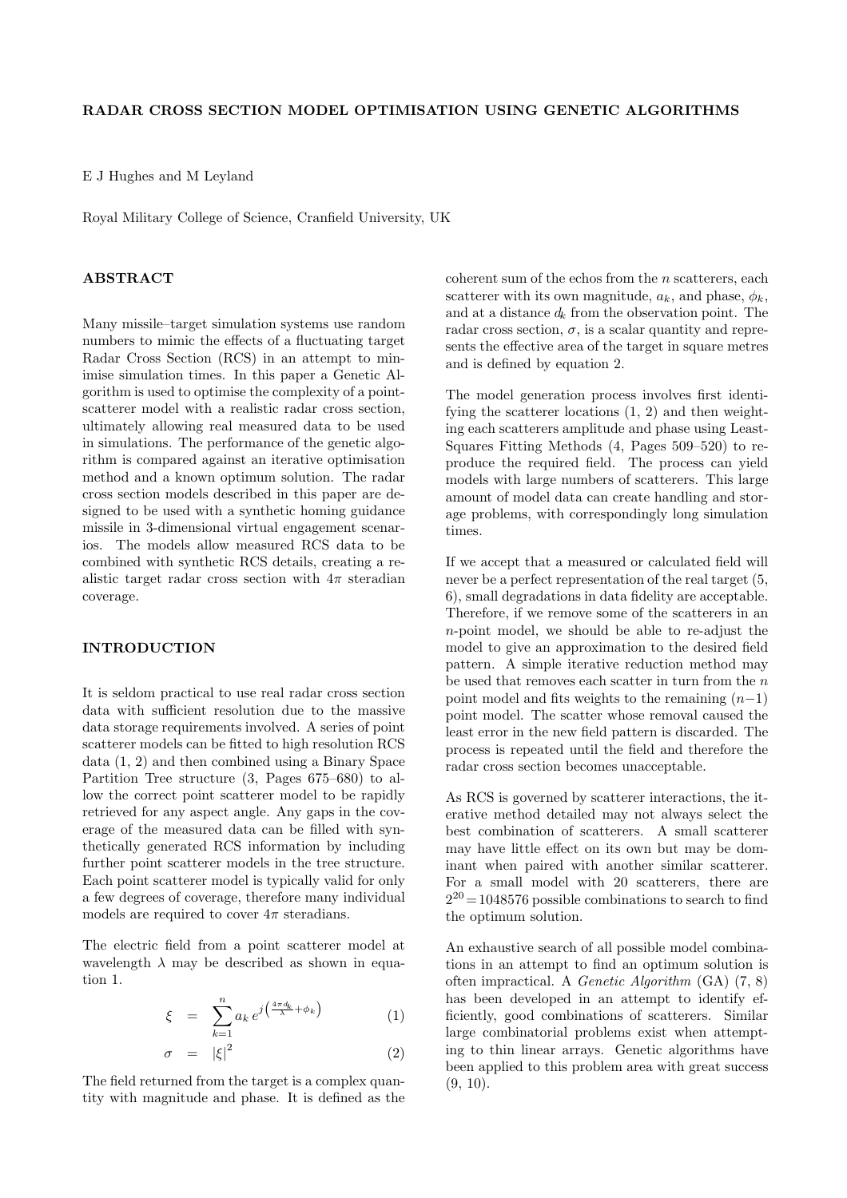# RADAR CROSS SECTION MODEL OPTIMISATION USING GENETIC ALGORITHMS

E J Hughes and M Leyland

Royal Military College of Science, Cranfield University, UK

## ABSTRACT

Many missile–target simulation systems use random numbers to mimic the effects of a fluctuating target Radar Cross Section (RCS) in an attempt to minimise simulation times. In this paper a Genetic Algorithm is used to optimise the complexity of a point-scatterer model with a realistic radar cross section, ultimately allowing real measured data to be used in simulations. The performance of the genetic algorithm is compared against an iterative optimisation method and a known optimum solution. The radar cross section models described in this paper are designed to be used with a synthetic homing guidance missile in 3-dimensional virtual engagement scenarios. The models allow measured RCS data to be combined with synthetic RCS details, creating a realistic target radar cross section with $4\pi$ steradian coverage.

## INTRODUCTION

It is seldom practical to use real radar cross section data with sufficient resolution due to the massive data storage requirements involved. A series of point scatterer models can be fitted to high resolution RCS data (1, 2) and then combined using a Binary Space Partition Tree structure (3, Pages 675–680) to allow the correct point scatterer model to be rapidly retrieved for any aspect angle. Any gaps in the coverage of the measured data can be filled with synthetically generated RCS information by including further point scatterer models in the tree structure. Each point scatterer model is typically valid for only a few degrees of coverage, therefore many individual models are required to cover $4\pi$ steradians.

The electric field from a point scatterer model at wavelength $\lambda$ may be described as shown in equation 1.

$$\xi = \sum_{k=1}^{n} a_k \, e^{j\left(\frac{4\pi d_k}{\lambda}+\phi_k\right)} \tag{1}$$

$$\sigma = |\xi|^2 \tag{2}$$

The field returned from the target is a complex quantity with magnitude and phase. It is defined as the coherent sum of the echos from the $n$ scatterers, each scatterer with its own magnitude, $a_k$, and phase, $\phi_k$, and at a distance $d_k$ from the observation point. The radar cross section, $\sigma$, is a scalar quantity and represents the effective area of the target in square metres and is defined by equation 2.

The model generation process involves first identifying the scatterer locations (1, 2) and then weighting each scatterers amplitude and phase using Least-Squares Fitting Methods (4, Pages 509–520) to reproduce the required field. The process can yield models with large numbers of scatterers. This large amount of model data can create handling and storage problems, with correspondingly long simulation times.

If we accept that a measured or calculated field will never be a perfect representation of the real target (5, 6), small degradations in data fidelity are acceptable. Therefore, if we remove some of the scatterers in an $n$-point model, we should be able to re-adjust the model to give an approximation to the desired field pattern. A simple iterative reduction method may be used that removes each scatter in turn from the $n$ point model and fits weights to the remaining $(n-1)$ point model. The scatter whose removal caused the least error in the new field pattern is discarded. The process is repeated until the field and therefore the radar cross section becomes unacceptable.

As RCS is governed by scatterer interactions, the iterative method detailed may not always select the best combination of scatterers. A small scatterer may have little effect on its own but may be dominant when paired with another similar scatterer. For a small model with 20 scatterers, there are $2^{20} = 1048576$ possible combinations to search to find the optimum solution.

An exhaustive search of all possible model combinations in an attempt to find an optimum solution is often impractical. A *Genetic Algorithm* (GA) (7, 8) has been developed in an attempt to identify efficiently, good combinations of scatterers. Similar large combinatorial problems exist when attempting to thin linear arrays. Genetic algorithms have been applied to this problem area with great success (9, 10).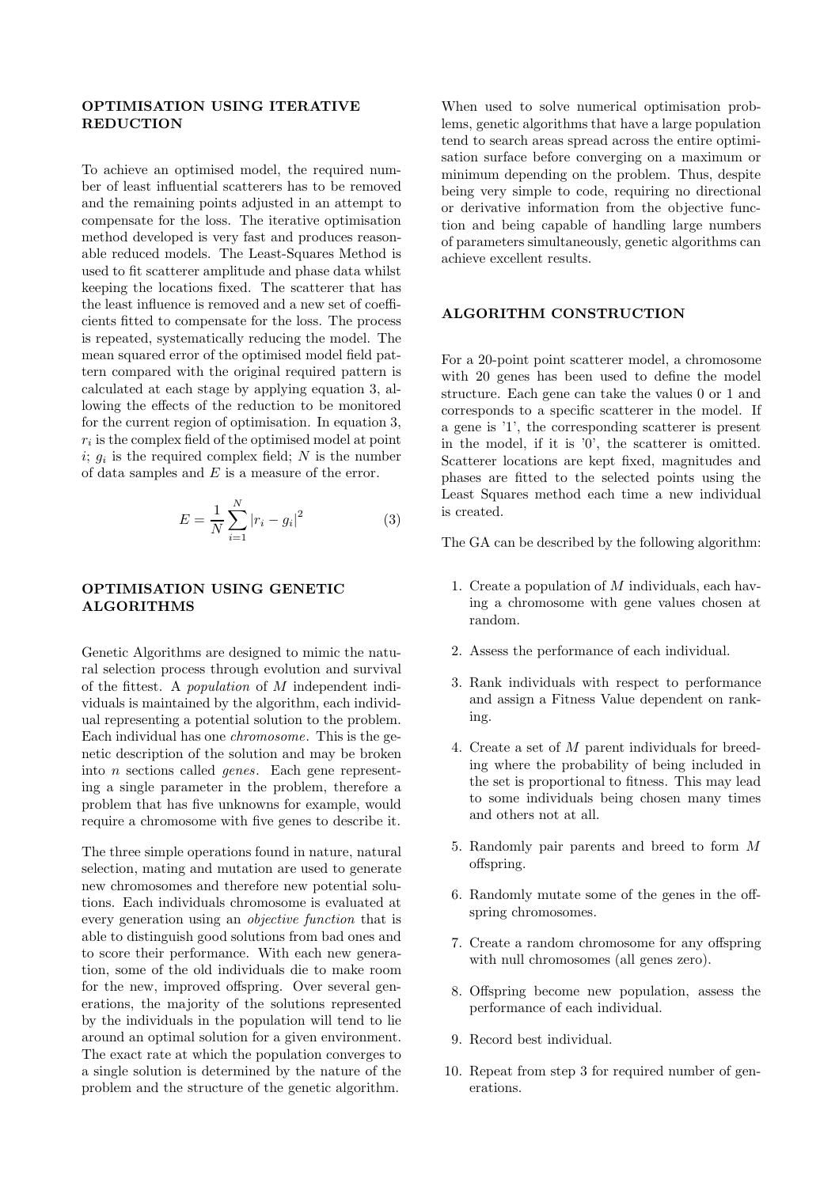## OPTIMISATION USING ITERATIVE REDUCTION

To achieve an optimised model, the required number of least influential scatterers has to be removed and the remaining points adjusted in an attempt to compensate for the loss. The iterative optimisation method developed is very fast and produces reasonable reduced models. The Least-Squares Method is used to fit scatterer amplitude and phase data whilst keeping the locations fixed. The scatterer that has the least influence is removed and a new set of coefficients fitted to compensate for the loss. The process is repeated, systematically reducing the model. The mean squared error of the optimised model field pattern compared with the original required pattern is calculated at each stage by applying equation 3, allowing the effects of the reduction to be monitored for the current region of optimisation. In equation 3, $r_i$ is the complex field of the optimised model at point $i$; $g_i$ is the required complex field; $N$ is the number of data samples and $E$ is a measure of the error.

$$E = \frac{1}{N} \sum_{i=1}^{N} |r_i - g_i|^2 \tag{3}$$

## OPTIMISATION USING GENETIC ALGORITHMS

Genetic Algorithms are designed to mimic the natural selection process through evolution and survival of the fittest. A *population* of $M$ independent individuals is maintained by the algorithm, each individual representing a potential solution to the problem. Each individual has one *chromosome*. This is the genetic description of the solution and may be broken into $n$ sections called *genes*. Each gene representing a single parameter in the problem, therefore a problem that has five unknowns for example, would require a chromosome with five genes to describe it.

The three simple operations found in nature, natural selection, mating and mutation are used to generate new chromosomes and therefore new potential solutions. Each individuals chromosome is evaluated at every generation using an *objective function* that is able to distinguish good solutions from bad ones and to score their performance. With each new generation, some of the old individuals die to make room for the new, improved offspring. Over several generations, the majority of the solutions represented by the individuals in the population will tend to lie around an optimal solution for a given environment. The exact rate at which the population converges to a single solution is determined by the nature of the problem and the structure of the genetic algorithm.

When used to solve numerical optimisation problems, genetic algorithms that have a large population tend to search areas spread across the entire optimisation surface before converging on a maximum or minimum depending on the problem. Thus, despite being very simple to code, requiring no directional or derivative information from the objective function and being capable of handling large numbers of parameters simultaneously, genetic algorithms can achieve excellent results.

## ALGORITHM CONSTRUCTION

For a 20-point point scatterer model, a chromosome with 20 genes has been used to define the model structure. Each gene can take the values 0 or 1 and corresponds to a specific scatterer in the model. If a gene is '1', the corresponding scatterer is present in the model, if it is '0', the scatterer is omitted. Scatterer locations are kept fixed, magnitudes and phases are fitted to the selected points using the Least Squares method each time a new individual is created.

The GA can be described by the following algorithm:

1. Create a population of $M$ individuals, each having a chromosome with gene values chosen at random.
2. Assess the performance of each individual.
3. Rank individuals with respect to performance and assign a Fitness Value dependent on ranking.
4. Create a set of $M$ parent individuals for breeding where the probability of being included in the set is proportional to fitness. This may lead to some individuals being chosen many times and others not at all.
5. Randomly pair parents and breed to form $M$ offspring.
6. Randomly mutate some of the genes in the offspring chromosomes.
7. Create a random chromosome for any offspring with null chromosomes (all genes zero).
8. Offspring become new population, assess the performance of each individual.
9. Record best individual.
10. Repeat from step 3 for required number of generations.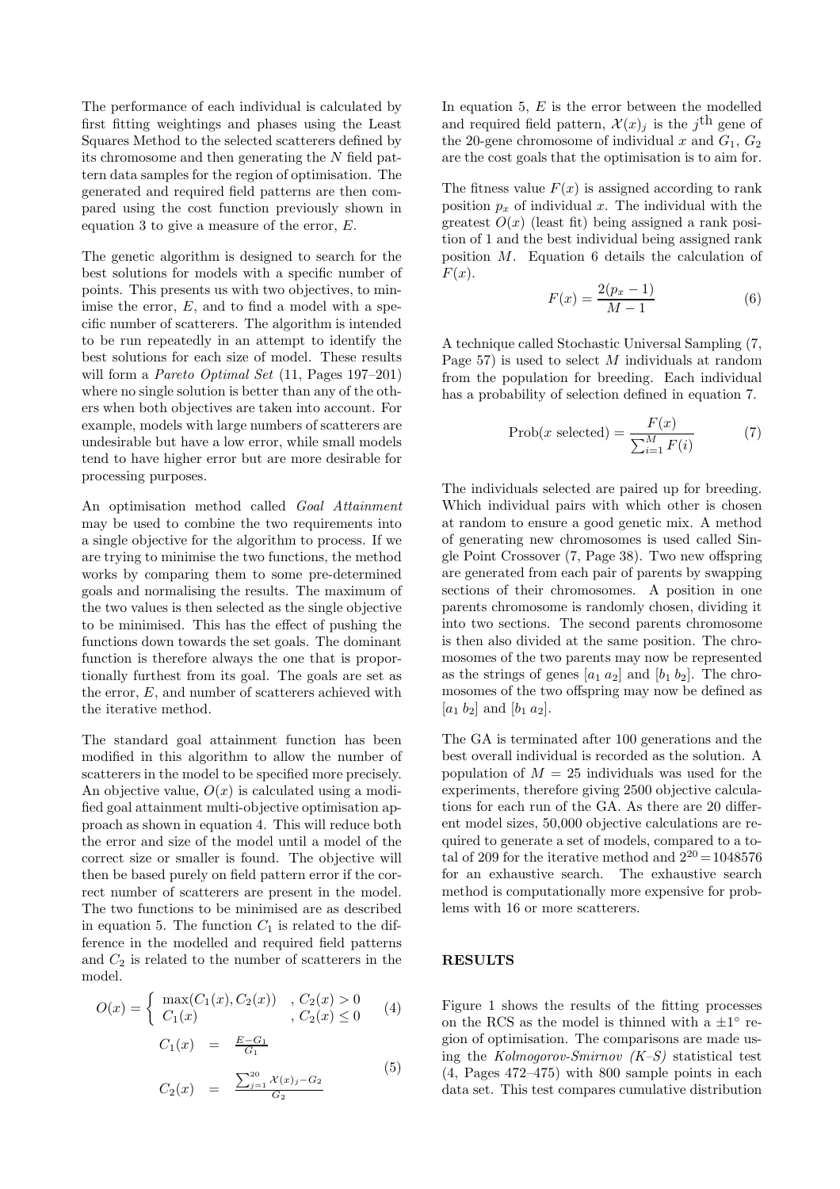The performance of each individual is calculated by first fitting weightings and phases using the Least Squares Method to the selected scatterers defined by its chromosome and then generating the $N$ field pattern data samples for the region of optimisation. The generated and required field patterns are then compared using the cost function previously shown in equation 3 to give a measure of the error, $E$.

The genetic algorithm is designed to search for the best solutions for models with a specific number of points. This presents us with two objectives, to minimise the error, $E$, and to find a model with a specific number of scatterers. The algorithm is intended to be run repeatedly in an attempt to identify the best solutions for each size of model. These results will form a *Pareto Optimal Set* (11, Pages 197–201) where no single solution is better than any of the others when both objectives are taken into account. For example, models with large numbers of scatterers are undesirable but have a low error, while small models tend to have higher error but are more desirable for processing purposes.

An optimisation method called *Goal Attainment* may be used to combine the two requirements into a single objective for the algorithm to process. If we are trying to minimise the two functions, the method works by comparing them to some pre-determined goals and normalising the results. The maximum of the two values is then selected as the single objective to be minimised. This has the effect of pushing the functions down towards the set goals. The dominant function is therefore always the one that is proportionally furthest from its goal. The goals are set as the error, $E$, and number of scatterers achieved with the iterative method.

The standard goal attainment function has been modified in this algorithm to allow the number of scatterers in the model to be specified more precisely. An objective value, $O(x)$ is calculated using a modified goal attainment multi-objective optimisation approach as shown in equation 4. This will reduce both the error and size of the model until a model of the correct size or smaller is found. The objective will then be based purely on field pattern error if the correct number of scatterers are present in the model. The two functions to be minimised are as described in equation 5. The function $C_1$ is related to the difference in the modelled and required field patterns and $C_2$ is related to the number of scatterers in the model.

$$O(x) = \begin{cases} \max(C_1(x), C_2(x)) & , C_2(x) > 0 \\ C_1(x) & , C_2(x) \leq 0 \end{cases} \quad (4)$$

$$\begin{aligned} C_1(x) &= \frac{E - G_1}{G_1} \\ C_2(x) &= \frac{\sum_{j=1}^{20} \mathcal{X}(x)_j - G_2}{G_2} \end{aligned} \quad (5)$$

In equation 5, $E$ is the error between the modelled and required field pattern, $\mathcal{X}(x)_j$ is the $j^{\text{th}}$ gene of the 20-gene chromosome of individual $x$ and $G_1$, $G_2$ are the cost goals that the optimisation is to aim for.

The fitness value $F(x)$ is assigned according to rank position $p_x$ of individual $x$. The individual with the greatest $O(x)$ (least fit) being assigned a rank position of 1 and the best individual being assigned rank position $M$. Equation 6 details the calculation of $F(x)$.

$$F(x) = \frac{2(p_x - 1)}{M - 1} \quad (6)$$

A technique called Stochastic Universal Sampling (7, Page 57) is used to select $M$ individuals at random from the population for breeding. Each individual has a probability of selection defined in equation 7.

$$\text{Prob}(x \text{ selected}) = \frac{F(x)}{\sum_{i=1}^{M} F(i)} \quad (7)$$

The individuals selected are paired up for breeding. Which individual pairs with which other is chosen at random to ensure a good genetic mix. A method of generating new chromosomes is used called Single Point Crossover (7, Page 38). Two new offspring are generated from each pair of parents by swapping sections of their chromosomes. A position in one parents chromosome is randomly chosen, dividing it into two sections. The second parents chromosome is then also divided at the same position. The chromosomes of the two parents may now be represented as the strings of genes $[a_1\ a_2]$ and $[b_1\ b_2]$. The chromosomes of the two offspring may now be defined as $[a_1\ b_2]$ and $[b_1\ a_2]$.

The GA is terminated after 100 generations and the best overall individual is recorded as the solution. A population of $M = 25$ individuals was used for the experiments, therefore giving 2500 objective calculations for each run of the GA. As there are 20 different model sizes, 50,000 objective calculations are required to generate a set of models, compared to a total of 209 for the iterative method and $2^{20} = 1048576$ for an exhaustive search. The exhaustive search method is computationally more expensive for problems with 16 or more scatterers.

## RESULTS

Figure 1 shows the results of the fitting processes on the RCS as the model is thinned with a $\pm 1^{\circ}$ region of optimisation. The comparisons are made using the *Kolmogorov-Smirnov (K–S)* statistical test (4, Pages 472–475) with 800 sample points in each data set. This test compares cumulative distribution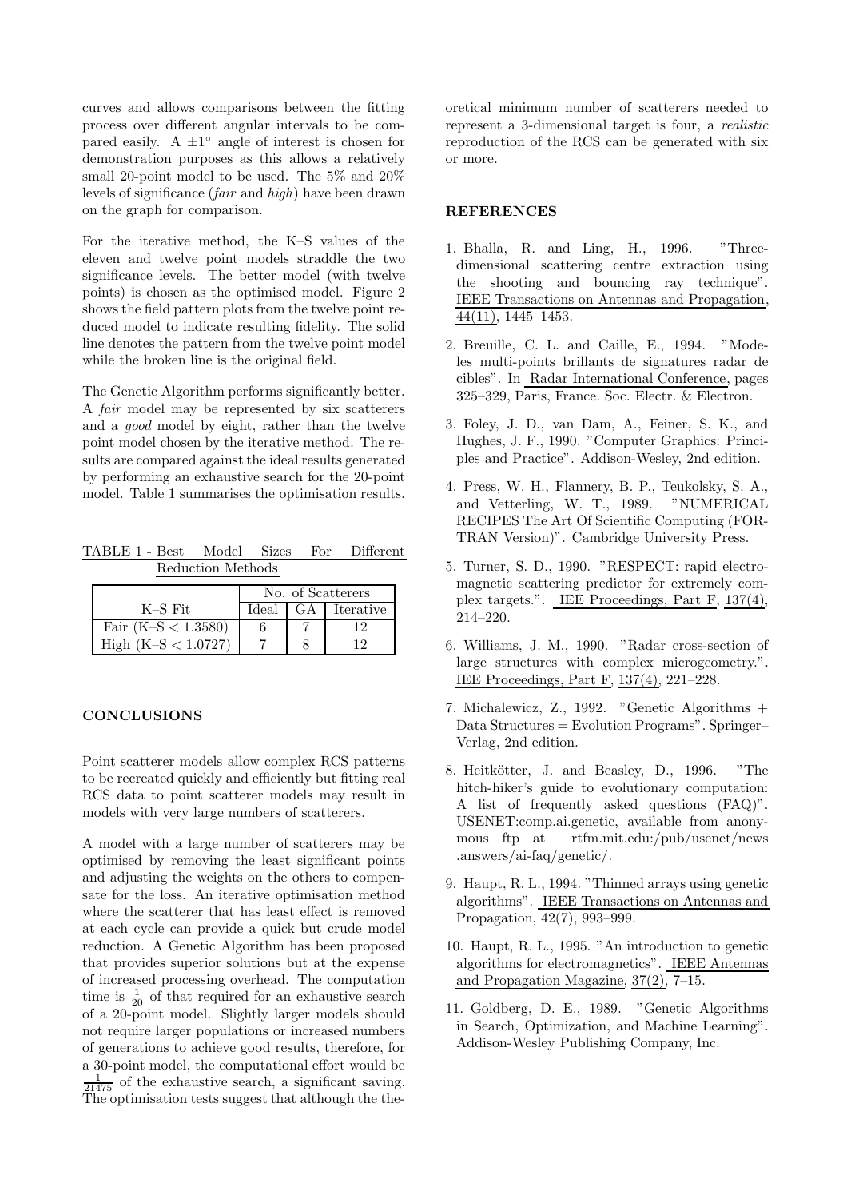curves and allows comparisons between the fitting process over different angular intervals to be compared easily. A $\pm 1^\circ$ angle of interest is chosen for demonstration purposes as this allows a relatively small 20-point model to be used. The 5% and 20% levels of significance (*fair* and *high*) have been drawn on the graph for comparison.

For the iterative method, the K–S values of the eleven and twelve point models straddle the two significance levels. The better model (with twelve points) is chosen as the optimised model. Figure 2 shows the field pattern plots from the twelve point reduced model to indicate resulting fidelity. The solid line denotes the pattern from the twelve point model while the broken line is the original field.

The Genetic Algorithm performs significantly better. A *fair* model may be represented by six scatterers and a *good* model by eight, rather than the twelve point model chosen by the iterative method. The results are compared against the ideal results generated by performing an exhaustive search for the 20-point model. Table 1 summarises the optimisation results.

TABLE 1 - Best Model Sizes For Different Reduction Methods

| | No. of Scatterers | | |
|---|---|---|---|
| K–S Fit | Ideal | GA | Iterative |
| Fair (K–S $< 1.3580$) | 6 | 7 | 12 |
| High (K–S $< 1.0727$) | 7 | 8 | 12 |

## CONCLUSIONS

Point scatterer models allow complex RCS patterns to be recreated quickly and efficiently but fitting real RCS data to point scatterer models may result in models with very large numbers of scatterers.

A model with a large number of scatterers may be optimised by removing the least significant points and adjusting the weights on the others to compensate for the loss. An iterative optimisation method where the scatterer that has least effect is removed at each cycle can provide a quick but crude model reduction. A Genetic Algorithm has been proposed that provides superior solutions but at the expense of increased processing overhead. The computation time is $\frac{1}{20}$ of that required for an exhaustive search of a 20-point model. Slightly larger models should not require larger populations or increased numbers of generations to achieve good results, therefore, for a 30-point model, the computational effort would be $\frac{1}{21475}$ of the exhaustive search, a significant saving. The optimisation tests suggest that although the theoretical minimum number of scatterers needed to represent a 3-dimensional target is four, a *realistic* reproduction of the RCS can be generated with six or more.

## REFERENCES

1. Bhalla, R. and Ling, H., 1996. "Three-dimensional scattering centre extraction using the shooting and bouncing ray technique". IEEE Transactions on Antennas and Propagation, 44(11), 1445–1453.

2. Breuille, C. L. and Caille, E., 1994. "Modeles multi-points brillants de signatures radar de cibles". In Radar International Conference, pages 325–329, Paris, France. Soc. Electr. & Electron.

3. Foley, J. D., van Dam, A., Feiner, S. K., and Hughes, J. F., 1990. "Computer Graphics: Principles and Practice". Addison-Wesley, 2nd edition.

4. Press, W. H., Flannery, B. P., Teukolsky, S. A., and Vetterling, W. T., 1989. "NUMERICAL RECIPES The Art Of Scientific Computing (FORTRAN Version)". Cambridge University Press.

5. Turner, S. D., 1990. "RESPECT: rapid electromagnetic scattering predictor for extremely complex targets.". IEE Proceedings, Part F, 137(4), 214–220.

6. Williams, J. M., 1990. "Radar cross-section of large structures with complex microgeometry.". IEE Proceedings, Part F, 137(4), 221–228.

7. Michalewicz, Z., 1992. "Genetic Algorithms + Data Structures = Evolution Programs". Springer–Verlag, 2nd edition.

8. Heitkötter, J. and Beasley, D., 1996. "The hitch-hiker's guide to evolutionary computation: A list of frequently asked questions (FAQ)". USENET:comp.ai.genetic, available from anonymous ftp at rtfm.mit.edu:/pub/usenet/news .answers/ai-faq/genetic/.

9. Haupt, R. L., 1994. "Thinned arrays using genetic algorithms". IEEE Transactions on Antennas and Propagation, 42(7), 993–999.

10. Haupt, R. L., 1995. "An introduction to genetic algorithms for electromagnetics". IEEE Antennas and Propagation Magazine, 37(2), 7–15.

11. Goldberg, D. E., 1989. "Genetic Algorithms in Search, Optimization, and Machine Learning". Addison-Wesley Publishing Company, Inc.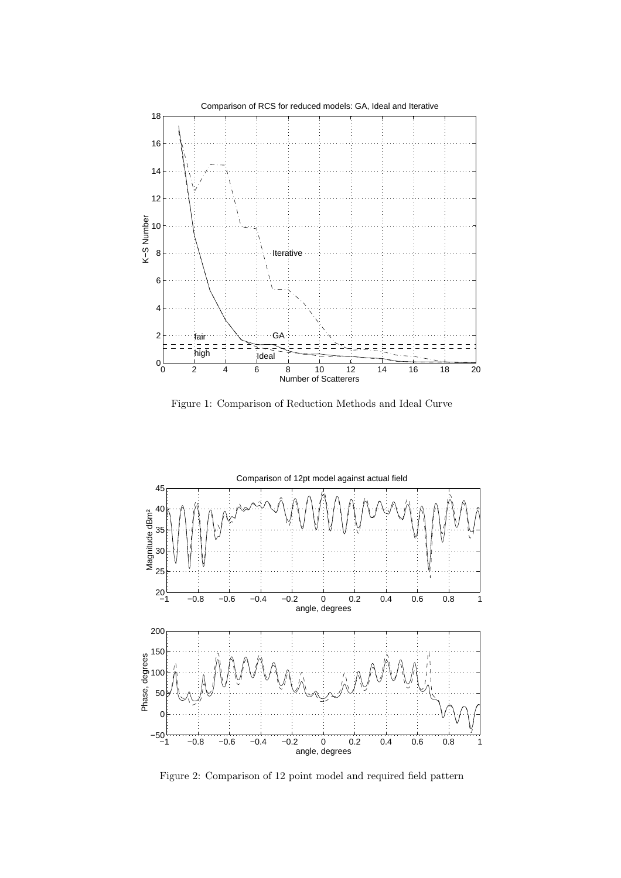Comparison of RCS for reduced models: GA, Ideal and Iterative

K−S Number

Number of Scatterers

0 2 4 6 8 10 12 14 16 18 20

0 2 4 6 8 10 12 14 16 18

Iterative

fair

GA

high

Ideal

Figure 1: Comparison of Reduction Methods and Ideal Curve

Comparison of 12pt model against actual field

Magnitude dBm²

20 25 30 35 40 45

−1 −0.8 −0.6 −0.4 −0.2 0 0.2 0.4 0.6 0.8 1

angle, degrees

Phase, degrees

−50 0 50 100 150 200

−1 −0.8 −0.6 −0.4 −0.2 0 0.2 0.4 0.6 0.8 1

angle, degrees

Figure 2: Comparison of 12 point model and required field pattern